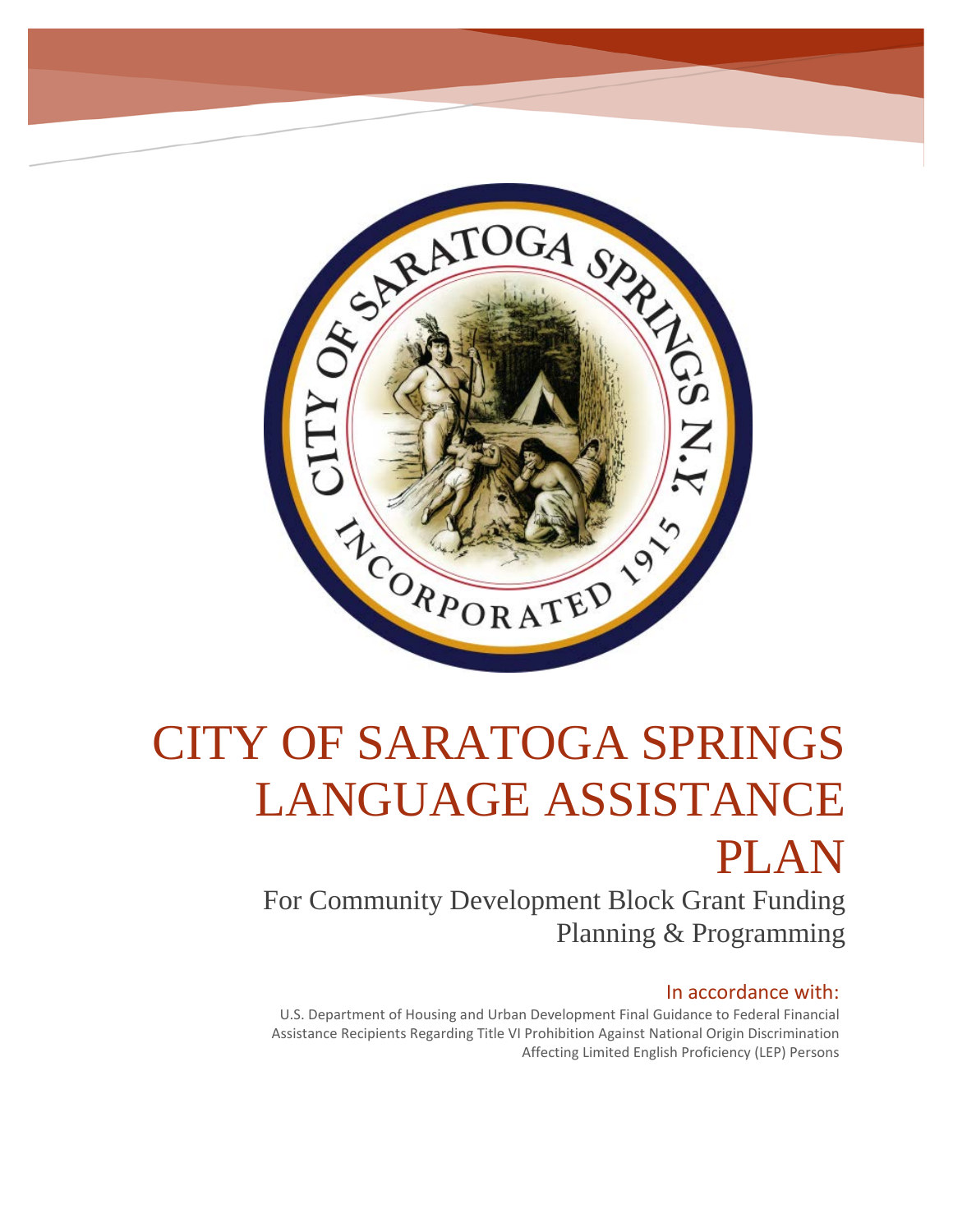# CITY OF SARATOGA SPRINGS LANGUAGE ASSISTANCE PLAN

## For Community Development Block Grant Funding Planning & Programming

### In accordance with:

U.S. Department of Housing and Urban Development Final Guidance to Federal Financial Assistance Recipients Regarding Title VI Prohibition Against National Origin Discrimination Affecting Limited English Proficiency (LEP) Persons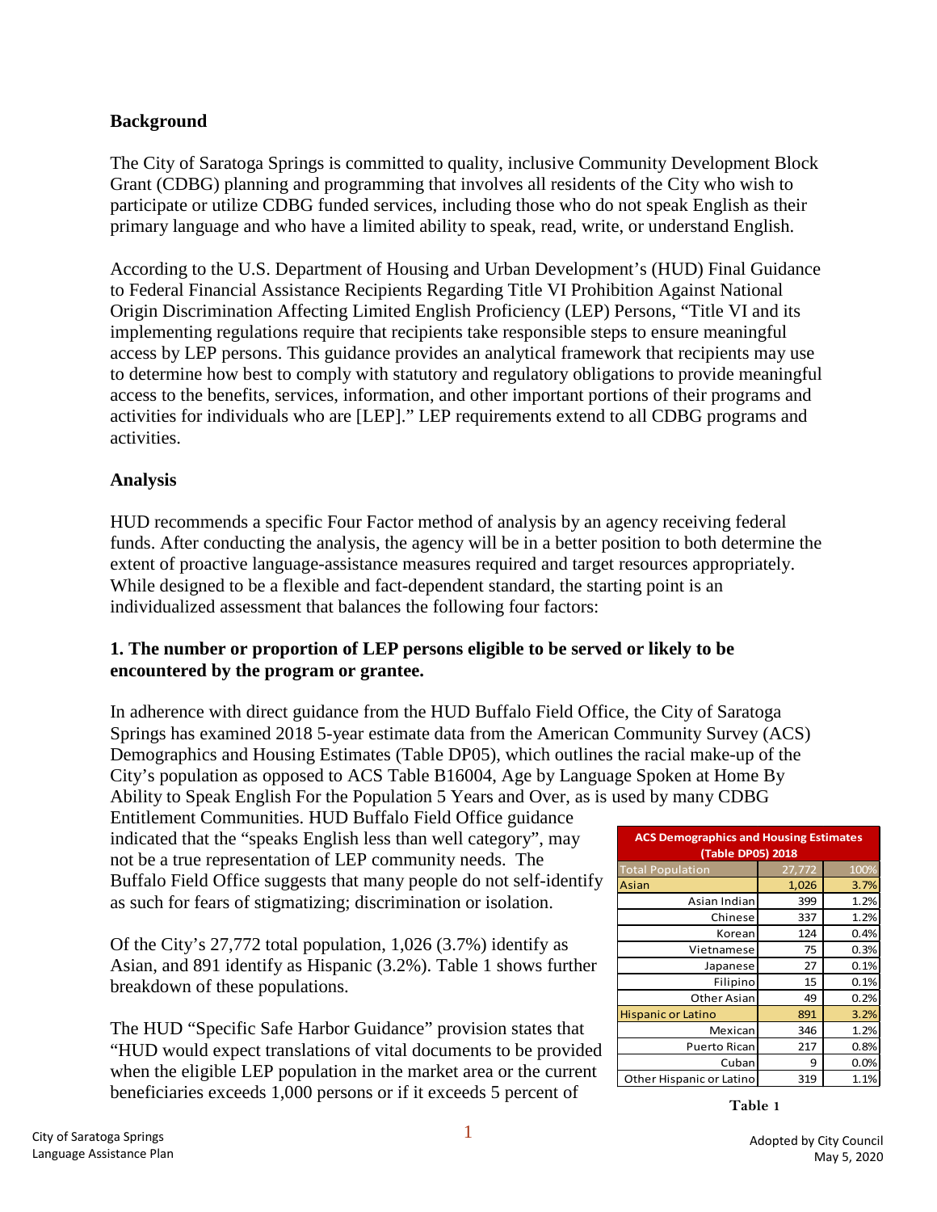## Background

The City of Saratoga Springs is committed to quality, inclusive Community Development Block Grant (CDBG) planning and programming that involves all residents of the City who wish to participate or utilize CDBG funded services, including those who do not speak English as their primary language and who have a limited ability to speak, read, write, or understand English.

According to the U.S. Department of Housing and Urban Development's (HUD) Final Guidance to Federal Financial Assistance Recipients Regarding Title VI Prohibition Against National Origin Discrimination Affecting Limited English Proficiency (LEP) Persons, "Title VI and its implementing regulations require that recipients take responsible steps to ensure meaningful access by LEP persons. This guidance provides an analytical framework that recipients may use to determine how best to comply with statutory and regulatory obligations to provide meaningful access to the benefits, services, information, and other important portions of their programs and activities for individuals who are [LEP]." LEP requirements extend to all CDBG programs and activities.

## Analysis

HUD recommends a specific Four Factor method of analysis by an agency receiving federal funds. After conducting the analysis, the agency will be in a better position to both determine the extent of proactive language-assistance measures required and target resources appropriately. While designed to be a flexible and fact-dependent standard, the starting point is an individualized assessment that balances the following four factors:

### 1. The number or proportion of LEP persons eligible to be served or likely to be encountered by the program or grantee.

In adherence with direct guidance from the HUD Buffalo Field Office, the City of Saratoga Springs has examined 2018 5-year estimate data from the American Community Survey (ACS) Demographics and Housing Estimates (Table DP05), which outlines the racial make-up of the City's population as opposed to ACS Table B16004, Age by Language Spoken at Home By Ability to Speak English For the Population 5 Years and Over, as is used by many CDBG Entitlement Communities. HUD Buffalo Field Office guidance indicated that the "speaks English less than well category", may not be a true representation of LEP community needs. The Buffalo Field Office suggests that many people do not self-identify as such for fears of stigmatizing; discrimination or isolation.

Of the City's 27,772 total population, 1,026 (3.7%) identify as Asian, and 891 identify as Hispanic (3.2%). Table 1 shows further breakdown of these populations.

| ACS Demographics and Housing Estimates (Table DP05) 2018 | | |
|---|---|---|
| Total Population | 27,772 | 100% |
| Asian | 1,026 | 3.7% |
| Asian Indian | 399 | 1.2% |
| Chinese | 337 | 1.2% |
| Korean | 124 | 0.4% |
| Vietnamese | 75 | 0.3% |
| Japanese | 27 | 0.1% |
| Filipino | 15 | 0.1% |
| Other Asian | 49 | 0.2% |
| Hispanic or Latino | 891 | 3.2% |
| Mexican | 346 | 1.2% |
| Puerto Rican | 217 | 0.8% |
| Cuban | 9 | 0.0% |
| Other Hispanic or Latino | 319 | 1.1% |

**Table 1**

The HUD "Specific Safe Harbor Guidance" provision states that "HUD would expect translations of vital documents to be provided when the eligible LEP population in the market area or the current beneficiaries exceeds 1,000 persons or if it exceeds 5 percent of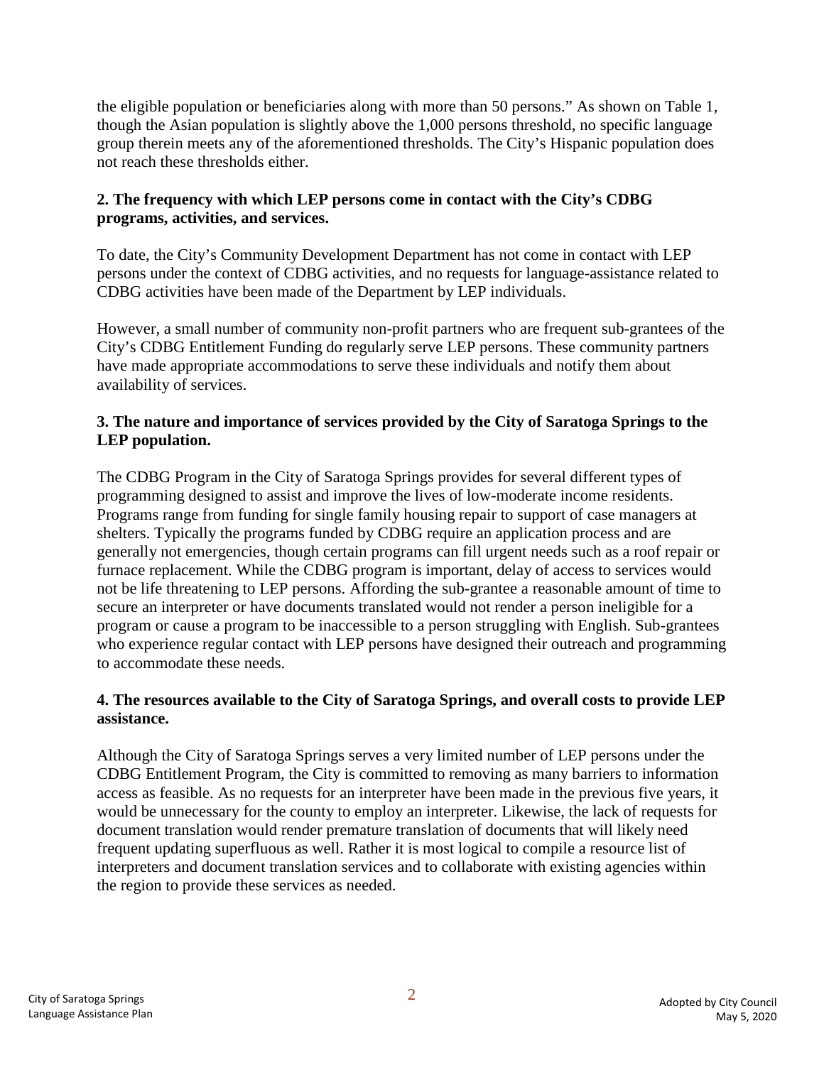the eligible population or beneficiaries along with more than 50 persons." As shown on Table 1, though the Asian population is slightly above the 1,000 persons threshold, no specific language group therein meets any of the aforementioned thresholds. The City's Hispanic population does not reach these thresholds either.

**2. The frequency with which LEP persons come in contact with the City's CDBG programs, activities, and services.**

To date, the City's Community Development Department has not come in contact with LEP persons under the context of CDBG activities, and no requests for language-assistance related to CDBG activities have been made of the Department by LEP individuals.

However, a small number of community non-profit partners who are frequent sub-grantees of the City's CDBG Entitlement Funding do regularly serve LEP persons. These community partners have made appropriate accommodations to serve these individuals and notify them about availability of services.

**3. The nature and importance of services provided by the City of Saratoga Springs to the LEP population.**

The CDBG Program in the City of Saratoga Springs provides for several different types of programming designed to assist and improve the lives of low-moderate income residents. Programs range from funding for single family housing repair to support of case managers at shelters. Typically the programs funded by CDBG require an application process and are generally not emergencies, though certain programs can fill urgent needs such as a roof repair or furnace replacement. While the CDBG program is important, delay of access to services would not be life threatening to LEP persons. Affording the sub-grantee a reasonable amount of time to secure an interpreter or have documents translated would not render a person ineligible for a program or cause a program to be inaccessible to a person struggling with English. Sub-grantees who experience regular contact with LEP persons have designed their outreach and programming to accommodate these needs.

**4. The resources available to the City of Saratoga Springs, and overall costs to provide LEP assistance.**

Although the City of Saratoga Springs serves a very limited number of LEP persons under the CDBG Entitlement Program, the City is committed to removing as many barriers to information access as feasible. As no requests for an interpreter have been made in the previous five years, it would be unnecessary for the county to employ an interpreter. Likewise, the lack of requests for document translation would render premature translation of documents that will likely need frequent updating superfluous as well. Rather it is most logical to compile a resource list of interpreters and document translation services and to collaborate with existing agencies within the region to provide these services as needed.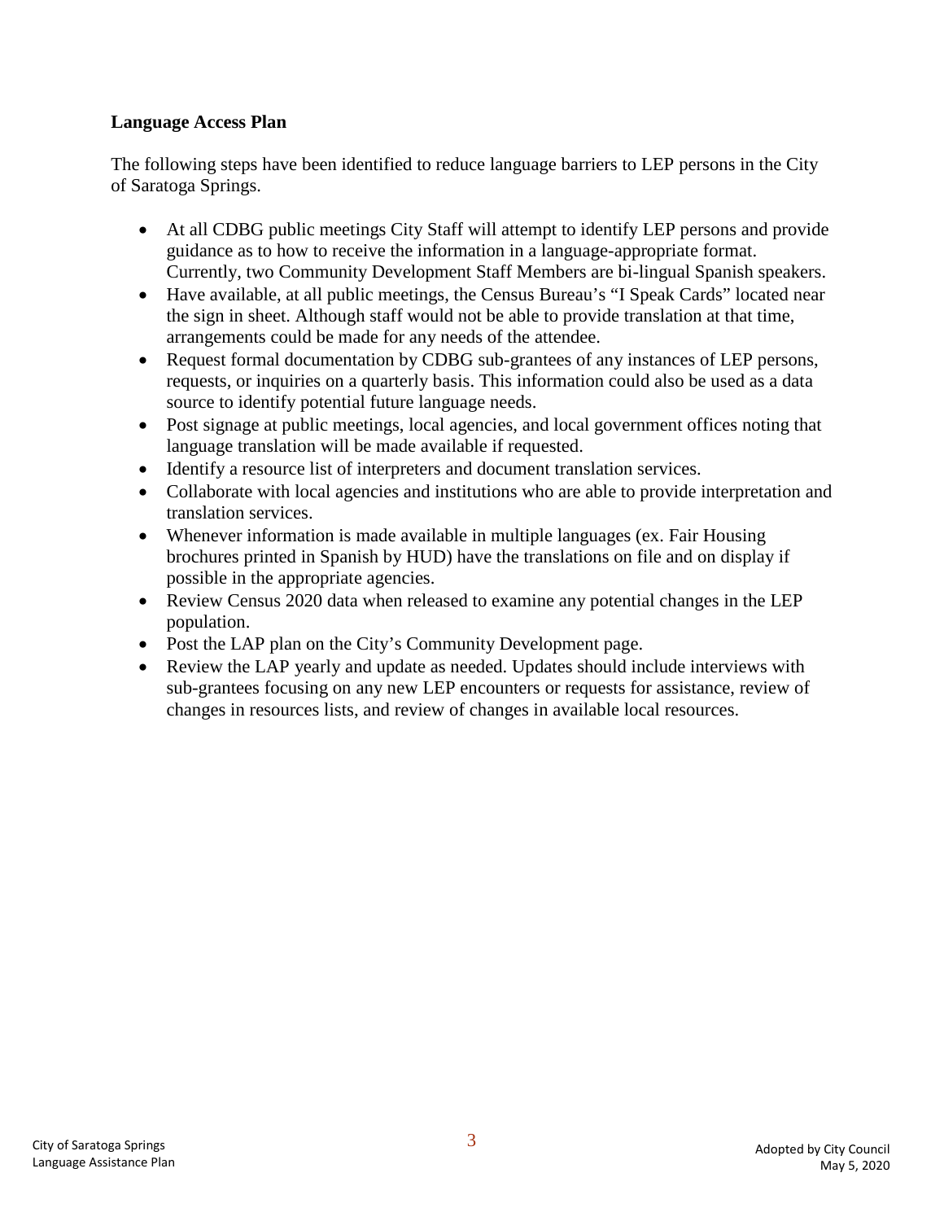**Language Access Plan**

The following steps have been identified to reduce language barriers to LEP persons in the City of Saratoga Springs.

- At all CDBG public meetings City Staff will attempt to identify LEP persons and provide guidance as to how to receive the information in a language-appropriate format. Currently, two Community Development Staff Members are bi-lingual Spanish speakers.
- Have available, at all public meetings, the Census Bureau's "I Speak Cards" located near the sign in sheet. Although staff would not be able to provide translation at that time, arrangements could be made for any needs of the attendee.
- Request formal documentation by CDBG sub-grantees of any instances of LEP persons, requests, or inquiries on a quarterly basis. This information could also be used as a data source to identify potential future language needs.
- Post signage at public meetings, local agencies, and local government offices noting that language translation will be made available if requested.
- Identify a resource list of interpreters and document translation services.
- Collaborate with local agencies and institutions who are able to provide interpretation and translation services.
- Whenever information is made available in multiple languages (ex. Fair Housing brochures printed in Spanish by HUD) have the translations on file and on display if possible in the appropriate agencies.
- Review Census 2020 data when released to examine any potential changes in the LEP population.
- Post the LAP plan on the City's Community Development page.
- Review the LAP yearly and update as needed. Updates should include interviews with sub-grantees focusing on any new LEP encounters or requests for assistance, review of changes in resources lists, and review of changes in available local resources.